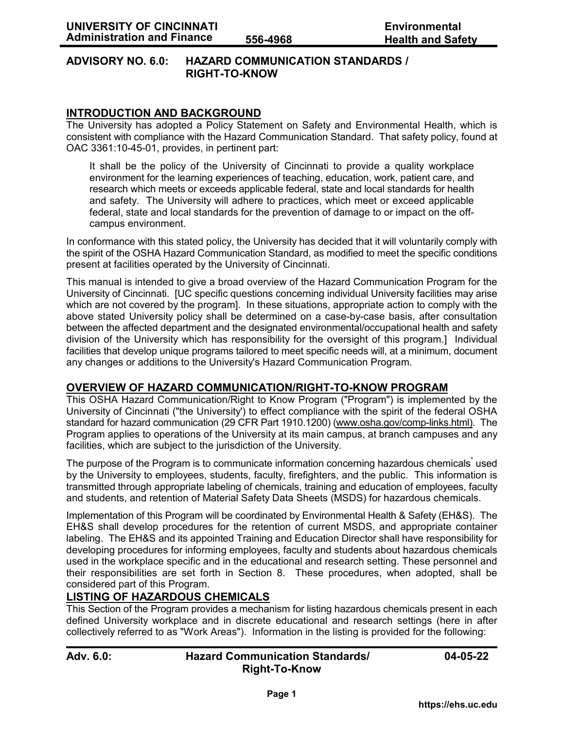# ADVISORY NO. 6.0: HAZARD COMMUNICATION STANDARDS / RIGHT-TO-KNOW

## INTRODUCTION AND BACKGROUND

The University has adopted a Policy Statement on Safety and Environmental Health, which is consistent with compliance with the Hazard Communication Standard. That safety policy, found at OAC 3361:10-45-01, provides, in pertinent part:

> It shall be the policy of the University of Cincinnati to provide a quality workplace environment for the learning experiences of teaching, education, work, patient care, and research which meets or exceeds applicable federal, state and local standards for health and safety. The University will adhere to practices, which meet or exceed applicable federal, state and local standards for the prevention of damage to or impact on the off-campus environment.

In conformance with this stated policy, the University has decided that it will voluntarily comply with the spirit of the OSHA Hazard Communication Standard, as modified to meet the specific conditions present at facilities operated by the University of Cincinnati.

This manual is intended to give a broad overview of the Hazard Communication Program for the University of Cincinnati. [UC specific questions concerning individual University facilities may arise which are not covered by the program]. In these situations, appropriate action to comply with the above stated University policy shall be determined on a case-by-case basis, after consultation between the affected department and the designated environmental/occupational health and safety division of the University which has responsibility for the oversight of this program.] Individual facilities that develop unique programs tailored to meet specific needs will, at a minimum, document any changes or additions to the University's Hazard Communication Program.

## OVERVIEW OF HAZARD COMMUNICATION/RIGHT-TO-KNOW PROGRAM

This OSHA Hazard Communication/Right to Know Program ("Program") is implemented by the University of Cincinnati ("the University') to effect compliance with the spirit of the federal OSHA standard for hazard communication (29 CFR Part 1910.1200) (www.osha.gov/comp-links.html). The Program applies to operations of the University at its main campus, at branch campuses and any facilities, which are subject to the jurisdiction of the University.

The purpose of the Program is to communicate information concerning hazardous chemicals* used by the University to employees, students, faculty, firefighters, and the public. This information is transmitted through appropriate labeling of chemicals, training and education of employees, faculty and students, and retention of Material Safety Data Sheets (MSDS) for hazardous chemicals.

Implementation of this Program will be coordinated by Environmental Health & Safety (EH&S). The EH&S shall develop procedures for the retention of current MSDS, and appropriate container labeling. The EH&S and its appointed Training and Education Director shall have responsibility for developing procedures for informing employees, faculty and students about hazardous chemicals used in the workplace specific and in the educational and research setting. These personnel and their responsibilities are set forth in Section 8. These procedures, when adopted, shall be considered part of this Program.

## LISTING OF HAZARDOUS CHEMICALS

This Section of the Program provides a mechanism for listing hazardous chemicals present in each defined University workplace and in discrete educational and research settings (here in after collectively referred to as "Work Areas"). Information in the listing is provided for the following: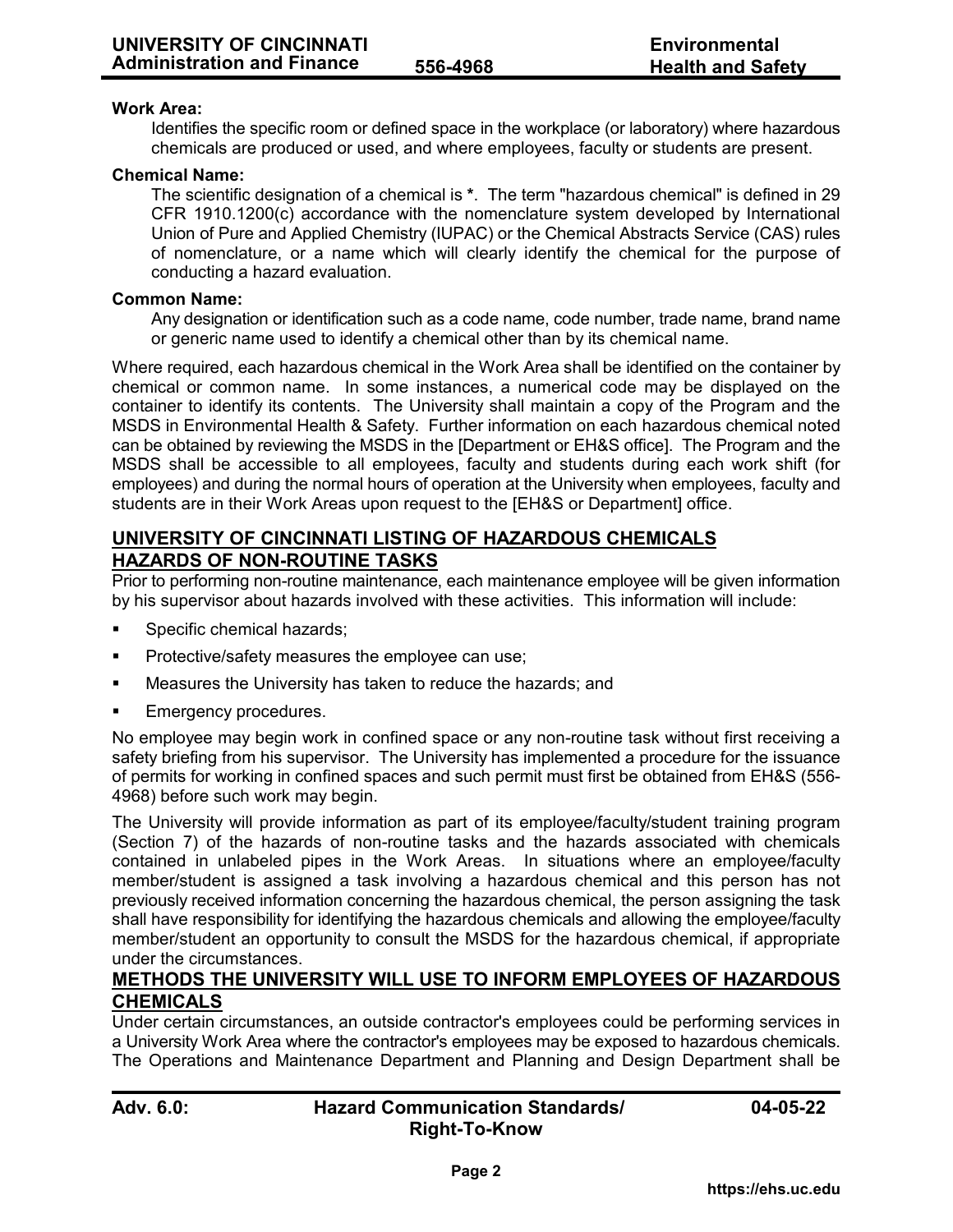**Work Area:**

Identifies the specific room or defined space in the workplace (or laboratory) where hazardous chemicals are produced or used, and where employees, faculty or students are present.

**Chemical Name:**

The scientific designation of a chemical is *. The term "hazardous chemical" is defined in 29 CFR 1910.1200(c) accordance with the nomenclature system developed by International Union of Pure and Applied Chemistry (IUPAC) or the Chemical Abstracts Service (CAS) rules of nomenclature, or a name which will clearly identify the chemical for the purpose of conducting a hazard evaluation.

**Common Name:**

Any designation or identification such as a code name, code number, trade name, brand name or generic name used to identify a chemical other than by its chemical name.

Where required, each hazardous chemical in the Work Area shall be identified on the container by chemical or common name. In some instances, a numerical code may be displayed on the container to identify its contents. The University shall maintain a copy of the Program and the MSDS in Environmental Health & Safety. Further information on each hazardous chemical noted can be obtained by reviewing the MSDS in the [Department or EH&S office]. The Program and the MSDS shall be accessible to all employees, faculty and students during each work shift (for employees) and during the normal hours of operation at the University when employees, faculty and students are in their Work Areas upon request to the [EH&S or Department] office.

## UNIVERSITY OF CINCINNATI LISTING OF HAZARDOUS CHEMICALS

## HAZARDS OF NON-ROUTINE TASKS

Prior to performing non-routine maintenance, each maintenance employee will be given information by his supervisor about hazards involved with these activities. This information will include:

- Specific chemical hazards;
- Protective/safety measures the employee can use;
- Measures the University has taken to reduce the hazards; and
- Emergency procedures.

No employee may begin work in confined space or any non-routine task without first receiving a safety briefing from his supervisor. The University has implemented a procedure for the issuance of permits for working in confined spaces and such permit must first be obtained from EH&S (556-4968) before such work may begin.

The University will provide information as part of its employee/faculty/student training program (Section 7) of the hazards of non-routine tasks and the hazards associated with chemicals contained in unlabeled pipes in the Work Areas. In situations where an employee/faculty member/student is assigned a task involving a hazardous chemical and this person has not previously received information concerning the hazardous chemical, the person assigning the task shall have responsibility for identifying the hazardous chemicals and allowing the employee/faculty member/student an opportunity to consult the MSDS for the hazardous chemical, if appropriate under the circumstances.

## METHODS THE UNIVERSITY WILL USE TO INFORM EMPLOYEES OF HAZARDOUS CHEMICALS

Under certain circumstances, an outside contractor's employees could be performing services in a University Work Area where the contractor's employees may be exposed to hazardous chemicals. The Operations and Maintenance Department and Planning and Design Department shall be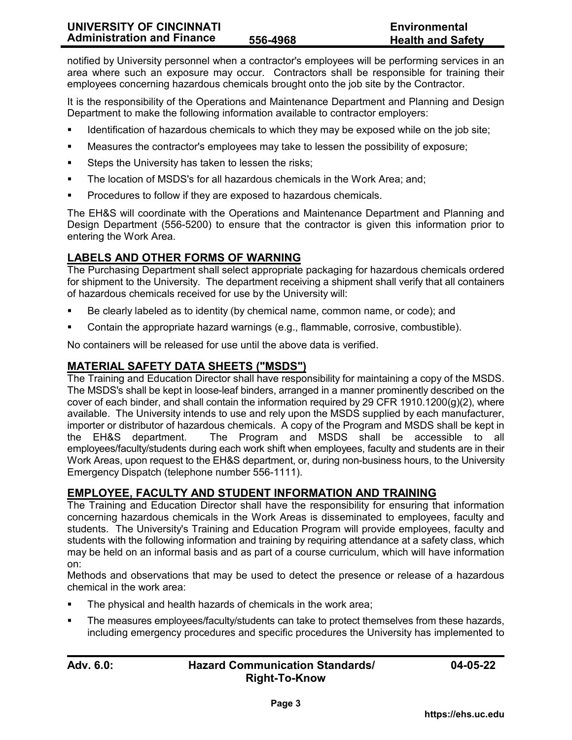notified by University personnel when a contractor's employees will be performing services in an area where such an exposure may occur. Contractors shall be responsible for training their employees concerning hazardous chemicals brought onto the job site by the Contractor.

It is the responsibility of the Operations and Maintenance Department and Planning and Design Department to make the following information available to contractor employers:

- Identification of hazardous chemicals to which they may be exposed while on the job site;
- Measures the contractor's employees may take to lessen the possibility of exposure;
- Steps the University has taken to lessen the risks;
- The location of MSDS's for all hazardous chemicals in the Work Area; and;
- Procedures to follow if they are exposed to hazardous chemicals.

The EH&S will coordinate with the Operations and Maintenance Department and Planning and Design Department (556-5200) to ensure that the contractor is given this information prior to entering the Work Area.

## LABELS AND OTHER FORMS OF WARNING

The Purchasing Department shall select appropriate packaging for hazardous chemicals ordered for shipment to the University. The department receiving a shipment shall verify that all containers of hazardous chemicals received for use by the University will:

- Be clearly labeled as to identity (by chemical name, common name, or code); and
- Contain the appropriate hazard warnings (e.g., flammable, corrosive, combustible).

No containers will be released for use until the above data is verified.

## MATERIAL SAFETY DATA SHEETS ("MSDS")

The Training and Education Director shall have responsibility for maintaining a copy of the MSDS. The MSDS's shall be kept in loose-leaf binders, arranged in a manner prominently described on the cover of each binder, and shall contain the information required by 29 CFR 1910.1200(g)(2), where available. The University intends to use and rely upon the MSDS supplied by each manufacturer, importer or distributor of hazardous chemicals. A copy of the Program and MSDS shall be kept in the EH&S department. The Program and MSDS shall be accessible to all employees/faculty/students during each work shift when employees, faculty and students are in their Work Areas, upon request to the EH&S department, or, during non-business hours, to the University Emergency Dispatch (telephone number 556-1111).

## EMPLOYEE, FACULTY AND STUDENT INFORMATION AND TRAINING

The Training and Education Director shall have the responsibility for ensuring that information concerning hazardous chemicals in the Work Areas is disseminated to employees, faculty and students. The University's Training and Education Program will provide employees, faculty and students with the following information and training by requiring attendance at a safety class, which may be held on an informal basis and as part of a course curriculum, which will have information on:

Methods and observations that may be used to detect the presence or release of a hazardous chemical in the work area:

- The physical and health hazards of chemicals in the work area;
- The measures employees/faculty/students can take to protect themselves from these hazards, including emergency procedures and specific procedures the University has implemented to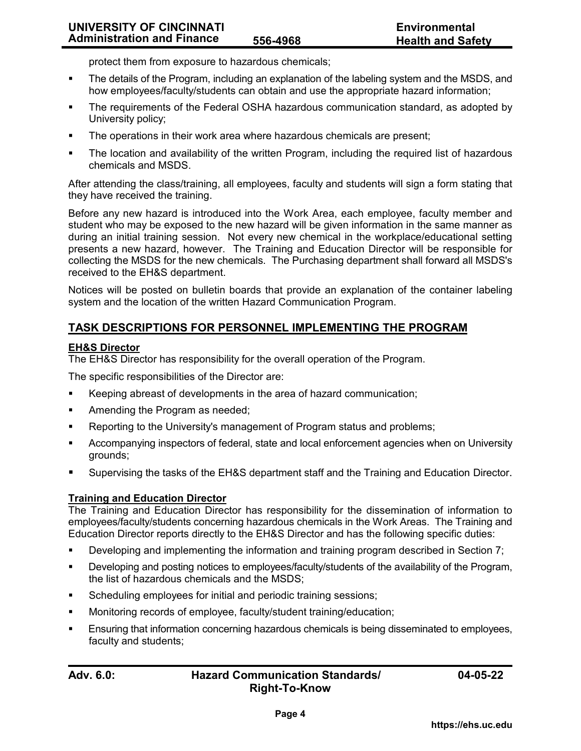protect them from exposure to hazardous chemicals;

- The details of the Program, including an explanation of the labeling system and the MSDS, and how employees/faculty/students can obtain and use the appropriate hazard information;
- The requirements of the Federal OSHA hazardous communication standard, as adopted by University policy;
- The operations in their work area where hazardous chemicals are present;
- The location and availability of the written Program, including the required list of hazardous chemicals and MSDS.

After attending the class/training, all employees, faculty and students will sign a form stating that they have received the training.

Before any new hazard is introduced into the Work Area, each employee, faculty member and student who may be exposed to the new hazard will be given information in the same manner as during an initial training session. Not every new chemical in the workplace/educational setting presents a new hazard, however. The Training and Education Director will be responsible for collecting the MSDS for the new chemicals. The Purchasing department shall forward all MSDS's received to the EH&S department.

Notices will be posted on bulletin boards that provide an explanation of the container labeling system and the location of the written Hazard Communication Program.

## TASK DESCRIPTIONS FOR PERSONNEL IMPLEMENTING THE PROGRAM

### EH&S Director

The EH&S Director has responsibility for the overall operation of the Program.

The specific responsibilities of the Director are:

- Keeping abreast of developments in the area of hazard communication;
- Amending the Program as needed;
- Reporting to the University's management of Program status and problems;
- Accompanying inspectors of federal, state and local enforcement agencies when on University grounds;
- Supervising the tasks of the EH&S department staff and the Training and Education Director.

### Training and Education Director

The Training and Education Director has responsibility for the dissemination of information to employees/faculty/students concerning hazardous chemicals in the Work Areas. The Training and Education Director reports directly to the EH&S Director and has the following specific duties:

- Developing and implementing the information and training program described in Section 7;
- Developing and posting notices to employees/faculty/students of the availability of the Program, the list of hazardous chemicals and the MSDS;
- Scheduling employees for initial and periodic training sessions;
- Monitoring records of employee, faculty/student training/education;
- Ensuring that information concerning hazardous chemicals is being disseminated to employees, faculty and students;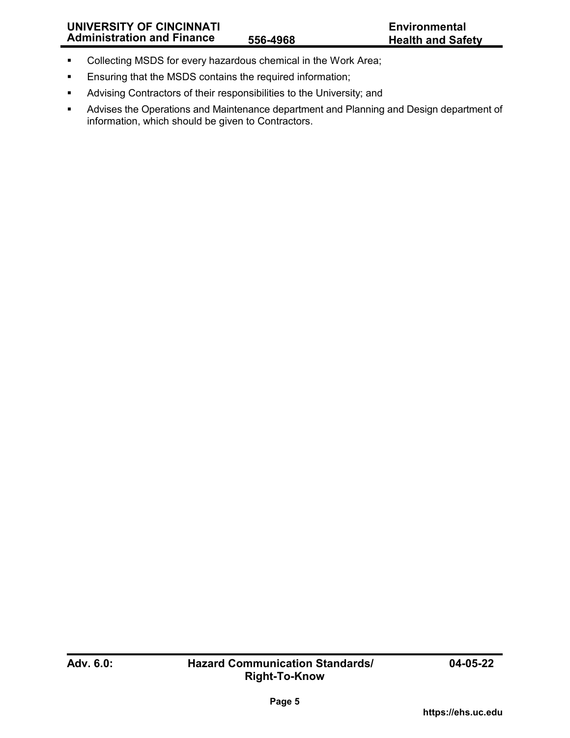- Collecting MSDS for every hazardous chemical in the Work Area;
- Ensuring that the MSDS contains the required information;
- Advising Contractors of their responsibilities to the University; and
- Advises the Operations and Maintenance department and Planning and Design department of information, which should be given to Contractors.